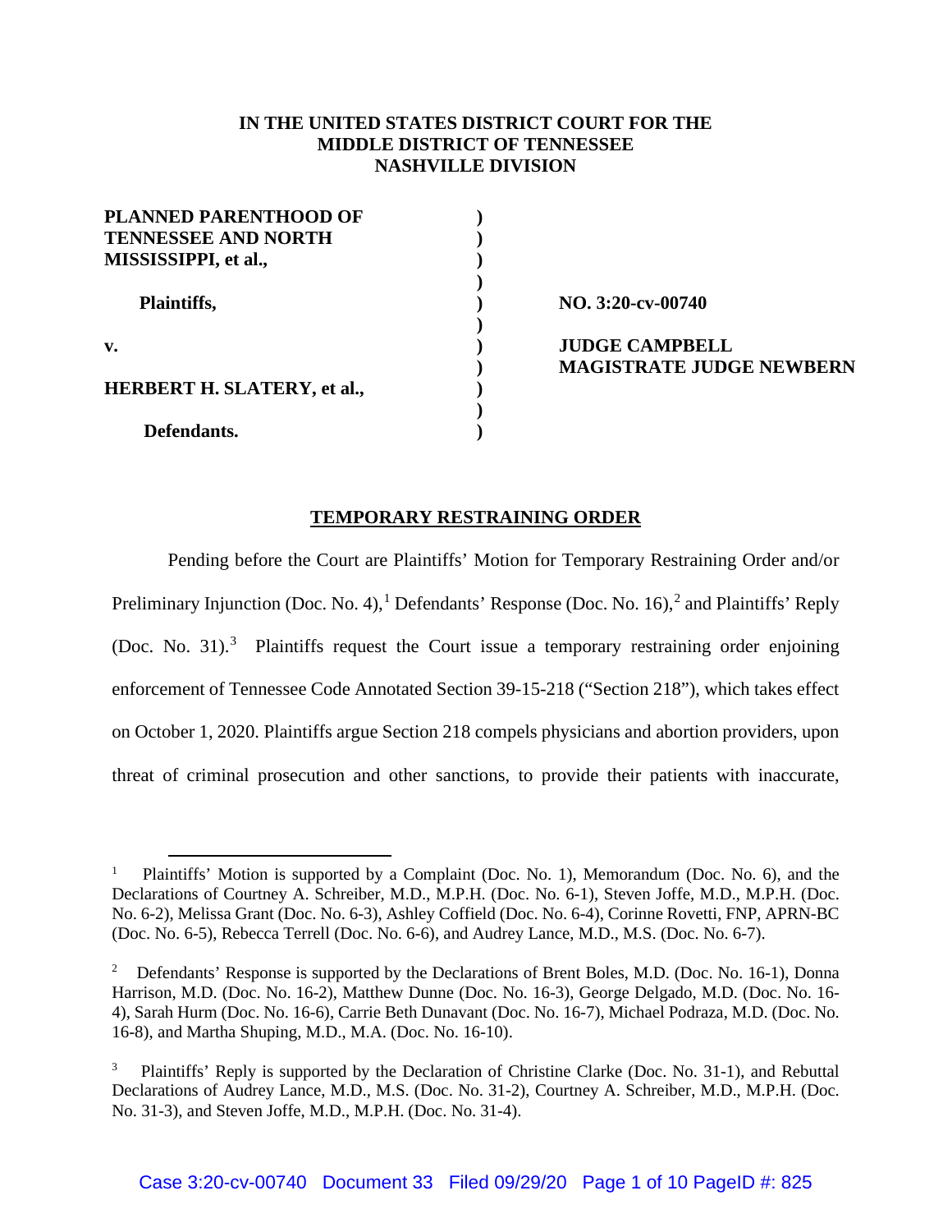**IN THE UNITED STATES DISTRICT COURT FOR THE MIDDLE DISTRICT OF TENNESSEE NASHVILLE DIVISION**

| | | |
|---|---|---|
| **PLANNED PARENTHOOD OF TENNESSEE AND NORTH MISSISSIPPI, et al.,** | ) | |
| **Plaintiffs,** | ) | **NO. 3:20-cv-00740** |
| **v.** | ) | **JUDGE CAMPBELL** **MAGISTRATE JUDGE NEWBERN** |
| **HERBERT H. SLATERY, et al.,** | ) | |
| **Defendants.** | ) | |

## TEMPORARY RESTRAINING ORDER

Pending before the Court are Plaintiffs' Motion for Temporary Restraining Order and/or Preliminary Injunction (Doc. No. 4),[1] Defendants' Response (Doc. No. 16),[2] and Plaintiffs' Reply (Doc. No. 31).[3] Plaintiffs request the Court issue a temporary restraining order enjoining enforcement of Tennessee Code Annotated Section 39-15-218 ("Section 218"), which takes effect on October 1, 2020. Plaintiffs argue Section 218 compels physicians and abortion providers, upon threat of criminal prosecution and other sanctions, to provide their patients with inaccurate,

---

[1] Plaintiffs' Motion is supported by a Complaint (Doc. No. 1), Memorandum (Doc. No. 6), and the Declarations of Courtney A. Schreiber, M.D., M.P.H. (Doc. No. 6-1), Steven Joffe, M.D., M.P.H. (Doc. No. 6-2), Melissa Grant (Doc. No. 6-3), Ashley Coffield (Doc. No. 6-4), Corinne Rovetti, FNP, APRN-BC (Doc. No. 6-5), Rebecca Terrell (Doc. No. 6-6), and Audrey Lance, M.D., M.S. (Doc. No. 6-7).

[2] Defendants' Response is supported by the Declarations of Brent Boles, M.D. (Doc. No. 16-1), Donna Harrison, M.D. (Doc. No. 16-2), Matthew Dunne (Doc. No. 16-3), George Delgado, M.D. (Doc. No. 16-4), Sarah Hurm (Doc. No. 16-6), Carrie Beth Dunavant (Doc. No. 16-7), Michael Podraza, M.D. (Doc. No. 16-8), and Martha Shuping, M.D., M.A. (Doc. No. 16-10).

[3] Plaintiffs' Reply is supported by the Declaration of Christine Clarke (Doc. No. 31-1), and Rebuttal Declarations of Audrey Lance, M.D., M.S. (Doc. No. 31-2), Courtney A. Schreiber, M.D., M.P.H. (Doc. No. 31-3), and Steven Joffe, M.D., M.P.H. (Doc. No. 31-4).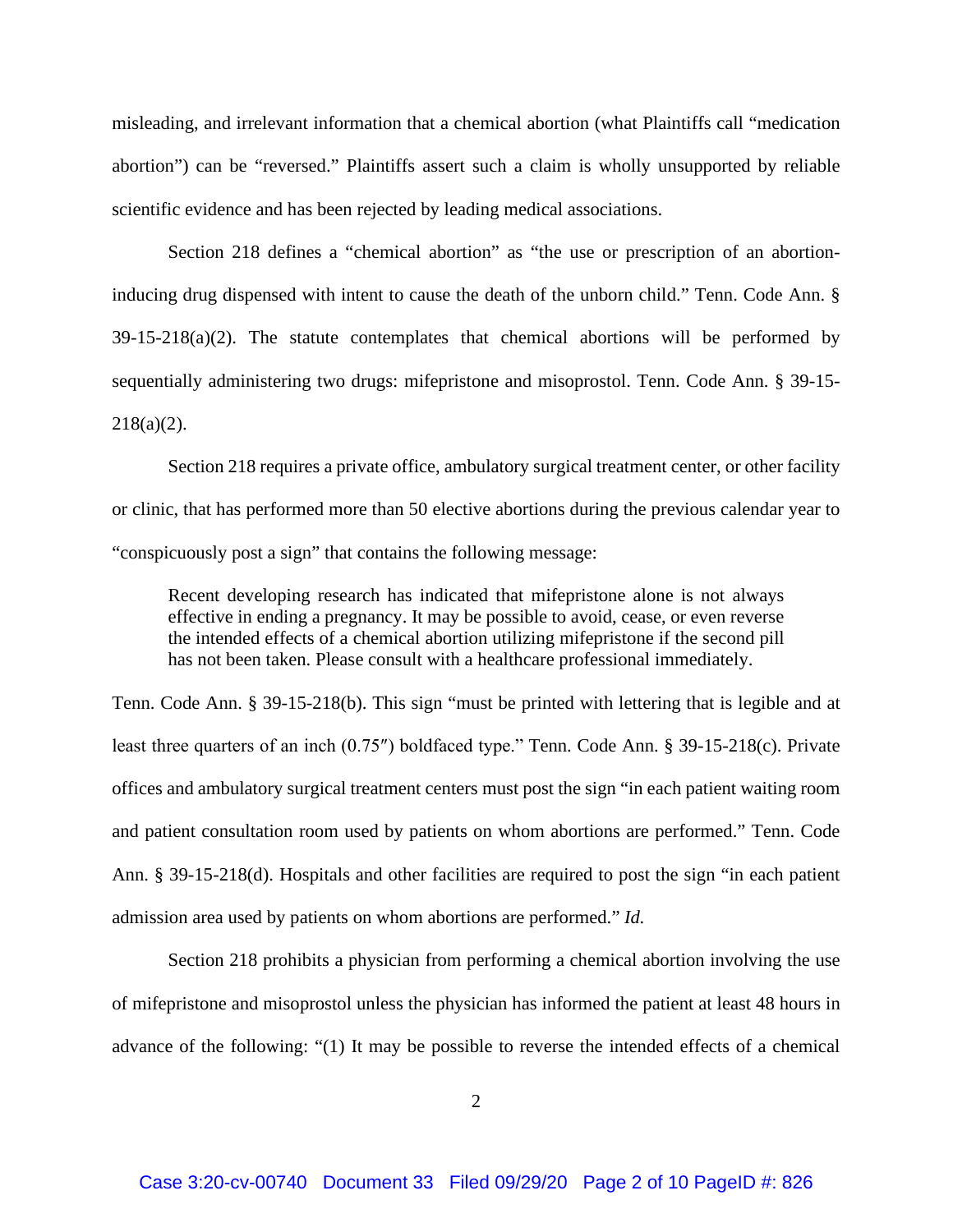misleading, and irrelevant information that a chemical abortion (what Plaintiffs call "medication abortion") can be "reversed." Plaintiffs assert such a claim is wholly unsupported by reliable scientific evidence and has been rejected by leading medical associations.

Section 218 defines a "chemical abortion" as "the use or prescription of an abortion-inducing drug dispensed with intent to cause the death of the unborn child." Tenn. Code Ann. § 39-15-218(a)(2). The statute contemplates that chemical abortions will be performed by sequentially administering two drugs: mifepristone and misoprostol. Tenn. Code Ann. § 39-15-218(a)(2).

Section 218 requires a private office, ambulatory surgical treatment center, or other facility or clinic, that has performed more than 50 elective abortions during the previous calendar year to "conspicuously post a sign" that contains the following message:

> Recent developing research has indicated that mifepristone alone is not always effective in ending a pregnancy. It may be possible to avoid, cease, or even reverse the intended effects of a chemical abortion utilizing mifepristone if the second pill has not been taken. Please consult with a healthcare professional immediately.

Tenn. Code Ann. § 39-15-218(b). This sign "must be printed with lettering that is legible and at least three quarters of an inch (0.75″) boldfaced type." Tenn. Code Ann. § 39-15-218(c). Private offices and ambulatory surgical treatment centers must post the sign "in each patient waiting room and patient consultation room used by patients on whom abortions are performed." Tenn. Code Ann. § 39-15-218(d). Hospitals and other facilities are required to post the sign "in each patient admission area used by patients on whom abortions are performed." *Id.*

Section 218 prohibits a physician from performing a chemical abortion involving the use of mifepristone and misoprostol unless the physician has informed the patient at least 48 hours in advance of the following: "(1) It may be possible to reverse the intended effects of a chemical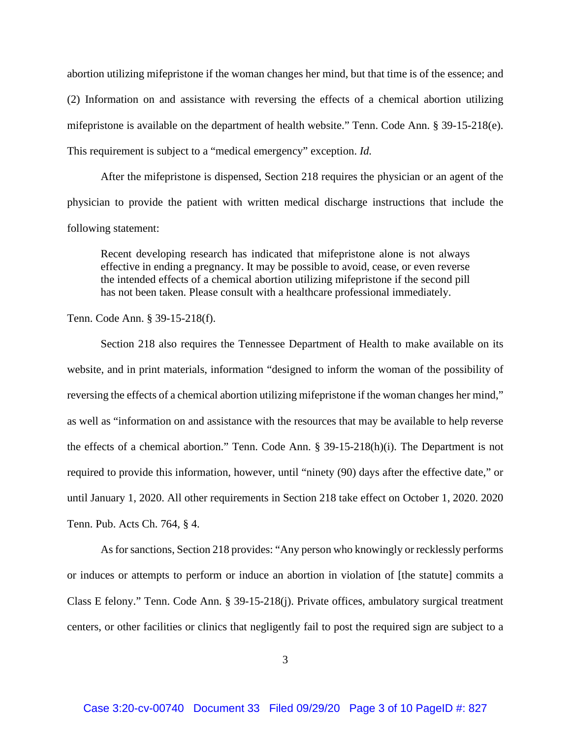abortion utilizing mifepristone if the woman changes her mind, but that time is of the essence; and (2) Information on and assistance with reversing the effects of a chemical abortion utilizing mifepristone is available on the department of health website." Tenn. Code Ann. § 39-15-218(e). This requirement is subject to a "medical emergency" exception. *Id.*

After the mifepristone is dispensed, Section 218 requires the physician or an agent of the physician to provide the patient with written medical discharge instructions that include the following statement:

> Recent developing research has indicated that mifepristone alone is not always effective in ending a pregnancy. It may be possible to avoid, cease, or even reverse the intended effects of a chemical abortion utilizing mifepristone if the second pill has not been taken. Please consult with a healthcare professional immediately.

Tenn. Code Ann. § 39-15-218(f).

Section 218 also requires the Tennessee Department of Health to make available on its website, and in print materials, information "designed to inform the woman of the possibility of reversing the effects of a chemical abortion utilizing mifepristone if the woman changes her mind," as well as "information on and assistance with the resources that may be available to help reverse the effects of a chemical abortion." Tenn. Code Ann. § 39-15-218(h)(i). The Department is not required to provide this information, however, until "ninety (90) days after the effective date," or until January 1, 2020. All other requirements in Section 218 take effect on October 1, 2020. 2020 Tenn. Pub. Acts Ch. 764, § 4.

As for sanctions, Section 218 provides: "Any person who knowingly or recklessly performs or induces or attempts to perform or induce an abortion in violation of [the statute] commits a Class E felony." Tenn. Code Ann. § 39-15-218(j). Private offices, ambulatory surgical treatment centers, or other facilities or clinics that negligently fail to post the required sign are subject to a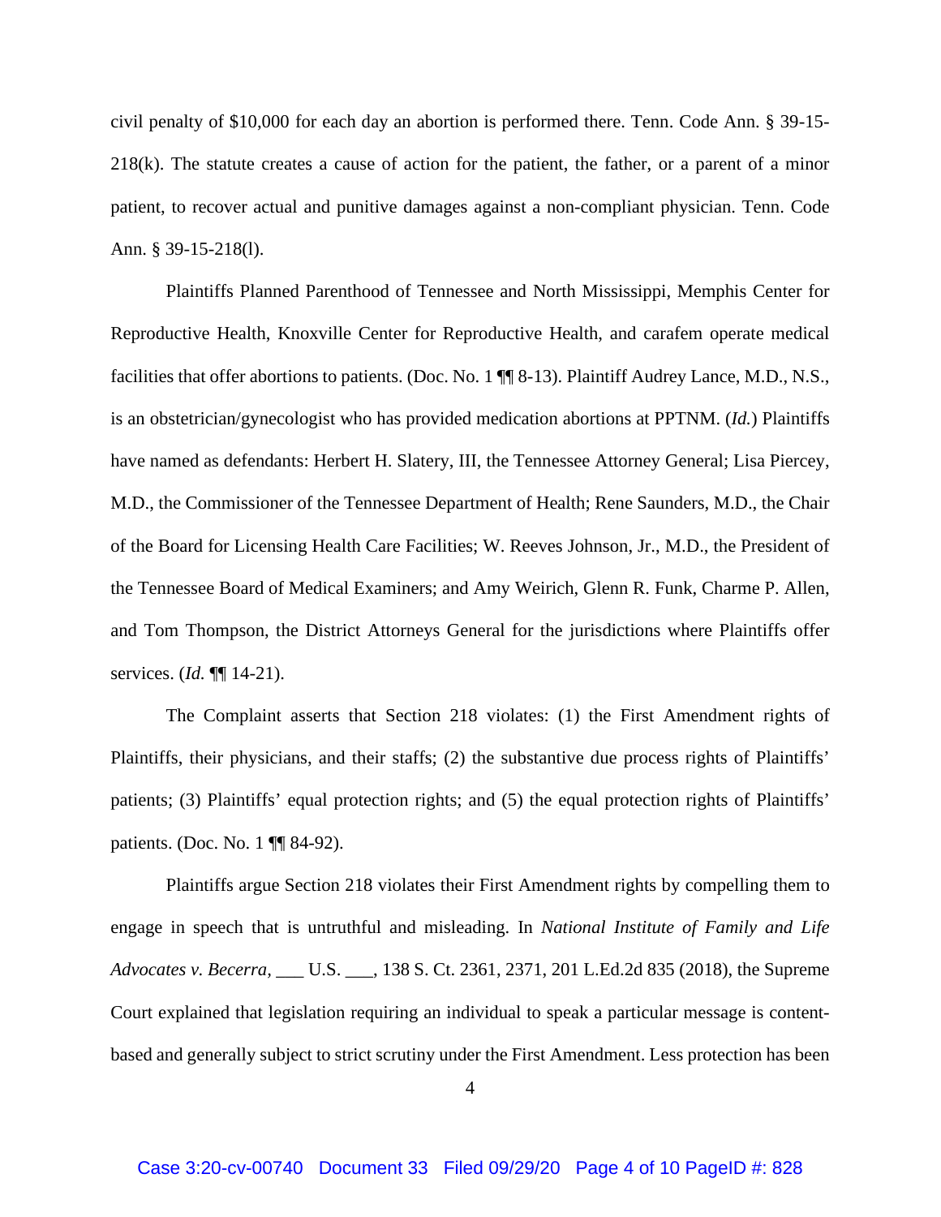civil penalty of $10,000 for each day an abortion is performed there. Tenn. Code Ann. § 39-15-218(k). The statute creates a cause of action for the patient, the father, or a parent of a minor patient, to recover actual and punitive damages against a non-compliant physician. Tenn. Code Ann. § 39-15-218(l).

Plaintiffs Planned Parenthood of Tennessee and North Mississippi, Memphis Center for Reproductive Health, Knoxville Center for Reproductive Health, and carafem operate medical facilities that offer abortions to patients. (Doc. No. 1 ¶¶ 8-13). Plaintiff Audrey Lance, M.D., N.S., is an obstetrician/gynecologist who has provided medication abortions at PPTNM. (*Id.*) Plaintiffs have named as defendants: Herbert H. Slatery, III, the Tennessee Attorney General; Lisa Piercey, M.D., the Commissioner of the Tennessee Department of Health; Rene Saunders, M.D., the Chair of the Board for Licensing Health Care Facilities; W. Reeves Johnson, Jr., M.D., the President of the Tennessee Board of Medical Examiners; and Amy Weirich, Glenn R. Funk, Charme P. Allen, and Tom Thompson, the District Attorneys General for the jurisdictions where Plaintiffs offer services. (*Id.* ¶¶ 14-21).

The Complaint asserts that Section 218 violates: (1) the First Amendment rights of Plaintiffs, their physicians, and their staffs; (2) the substantive due process rights of Plaintiffs' patients; (3) Plaintiffs' equal protection rights; and (5) the equal protection rights of Plaintiffs' patients. (Doc. No. 1 ¶¶ 84-92).

Plaintiffs argue Section 218 violates their First Amendment rights by compelling them to engage in speech that is untruthful and misleading. In *National Institute of Family and Life Advocates v. Becerra*, ___ U.S. ___, 138 S. Ct. 2361, 2371, 201 L.Ed.2d 835 (2018), the Supreme Court explained that legislation requiring an individual to speak a particular message is content-based and generally subject to strict scrutiny under the First Amendment. Less protection has been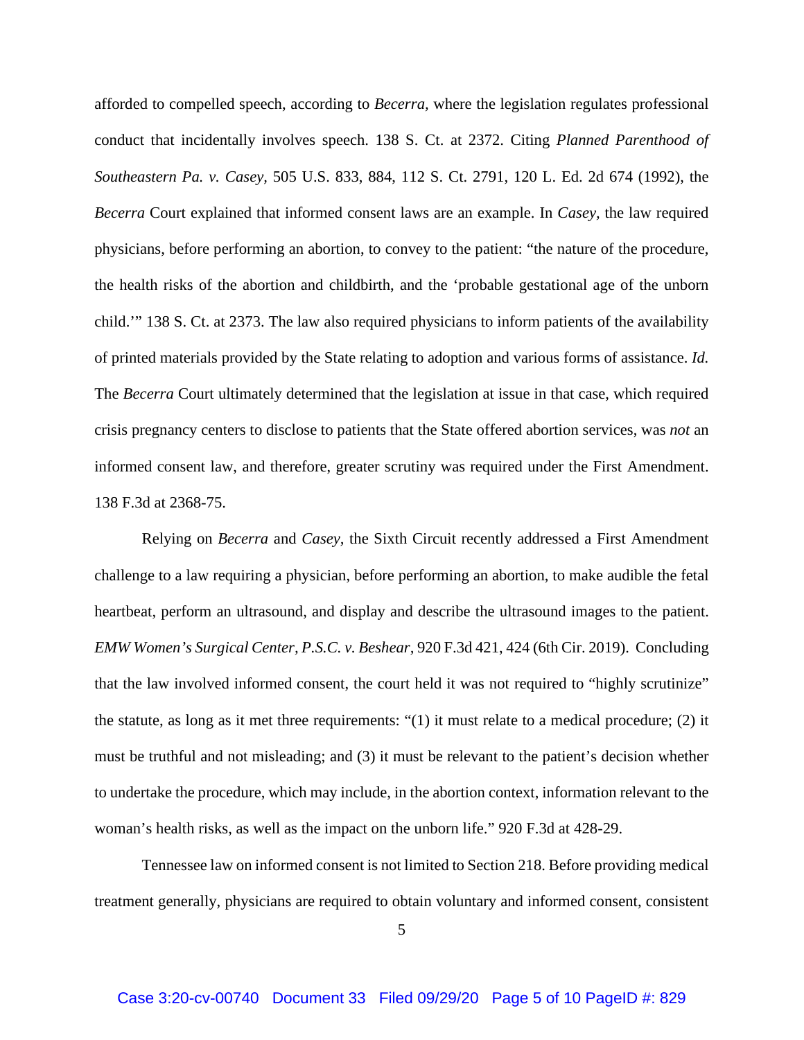afforded to compelled speech, according to *Becerra,* where the legislation regulates professional conduct that incidentally involves speech. 138 S. Ct. at 2372. Citing *Planned Parenthood of Southeastern Pa. v. Casey*, 505 U.S. 833, 884, 112 S. Ct. 2791, 120 L. Ed. 2d 674 (1992), the *Becerra* Court explained that informed consent laws are an example. In *Casey,* the law required physicians, before performing an abortion, to convey to the patient: "the nature of the procedure, the health risks of the abortion and childbirth, and the 'probable gestational age of the unborn child.'" 138 S. Ct. at 2373. The law also required physicians to inform patients of the availability of printed materials provided by the State relating to adoption and various forms of assistance. *Id.* The *Becerra* Court ultimately determined that the legislation at issue in that case, which required crisis pregnancy centers to disclose to patients that the State offered abortion services, was *not* an informed consent law, and therefore, greater scrutiny was required under the First Amendment. 138 F.3d at 2368-75.

Relying on *Becerra* and *Casey,* the Sixth Circuit recently addressed a First Amendment challenge to a law requiring a physician, before performing an abortion, to make audible the fetal heartbeat, perform an ultrasound, and display and describe the ultrasound images to the patient. *EMW Women's Surgical Center, P.S.C. v. Beshear,* 920 F.3d 421, 424 (6th Cir. 2019). Concluding that the law involved informed consent, the court held it was not required to "highly scrutinize" the statute, as long as it met three requirements: "(1) it must relate to a medical procedure; (2) it must be truthful and not misleading; and (3) it must be relevant to the patient's decision whether to undertake the procedure, which may include, in the abortion context, information relevant to the woman's health risks, as well as the impact on the unborn life." 920 F.3d at 428-29.

Tennessee law on informed consent is not limited to Section 218. Before providing medical treatment generally, physicians are required to obtain voluntary and informed consent, consistent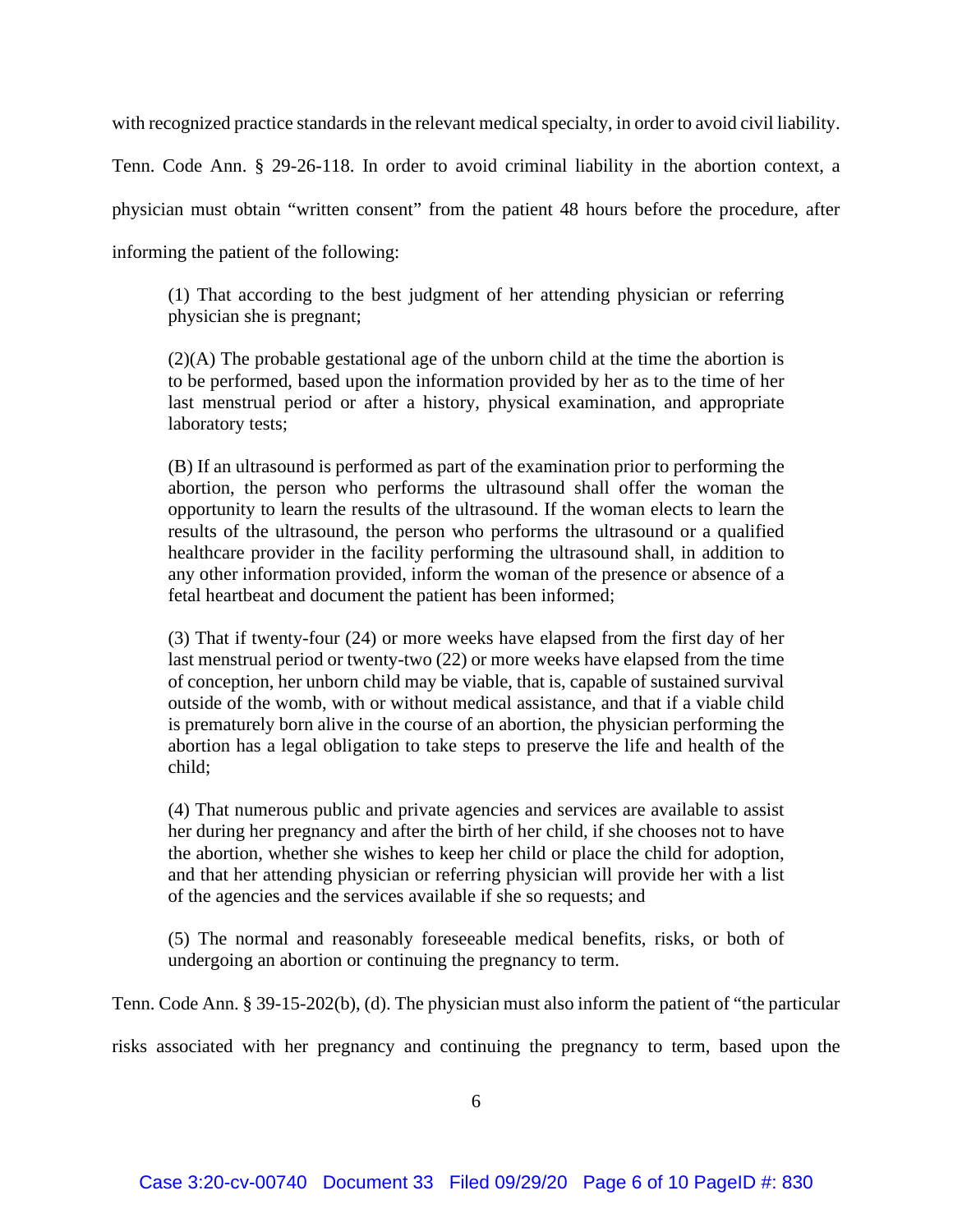with recognized practice standards in the relevant medical specialty, in order to avoid civil liability. Tenn. Code Ann. § 29-26-118. In order to avoid criminal liability in the abortion context, a physician must obtain "written consent" from the patient 48 hours before the procedure, after informing the patient of the following:

> (1) That according to the best judgment of her attending physician or referring physician she is pregnant;
>
> (2)(A) The probable gestational age of the unborn child at the time the abortion is to be performed, based upon the information provided by her as to the time of her last menstrual period or after a history, physical examination, and appropriate laboratory tests;
>
> (B) If an ultrasound is performed as part of the examination prior to performing the abortion, the person who performs the ultrasound shall offer the woman the opportunity to learn the results of the ultrasound. If the woman elects to learn the results of the ultrasound, the person who performs the ultrasound or a qualified healthcare provider in the facility performing the ultrasound shall, in addition to any other information provided, inform the woman of the presence or absence of a fetal heartbeat and document the patient has been informed;
>
> (3) That if twenty-four (24) or more weeks have elapsed from the first day of her last menstrual period or twenty-two (22) or more weeks have elapsed from the time of conception, her unborn child may be viable, that is, capable of sustained survival outside of the womb, with or without medical assistance, and that if a viable child is prematurely born alive in the course of an abortion, the physician performing the abortion has a legal obligation to take steps to preserve the life and health of the child;
>
> (4) That numerous public and private agencies and services are available to assist her during her pregnancy and after the birth of her child, if she chooses not to have the abortion, whether she wishes to keep her child or place the child for adoption, and that her attending physician or referring physician will provide her with a list of the agencies and the services available if she so requests; and
>
> (5) The normal and reasonably foreseeable medical benefits, risks, or both of undergoing an abortion or continuing the pregnancy to term.

Tenn. Code Ann. § 39-15-202(b), (d). The physician must also inform the patient of "the particular risks associated with her pregnancy and continuing the pregnancy to term, based upon the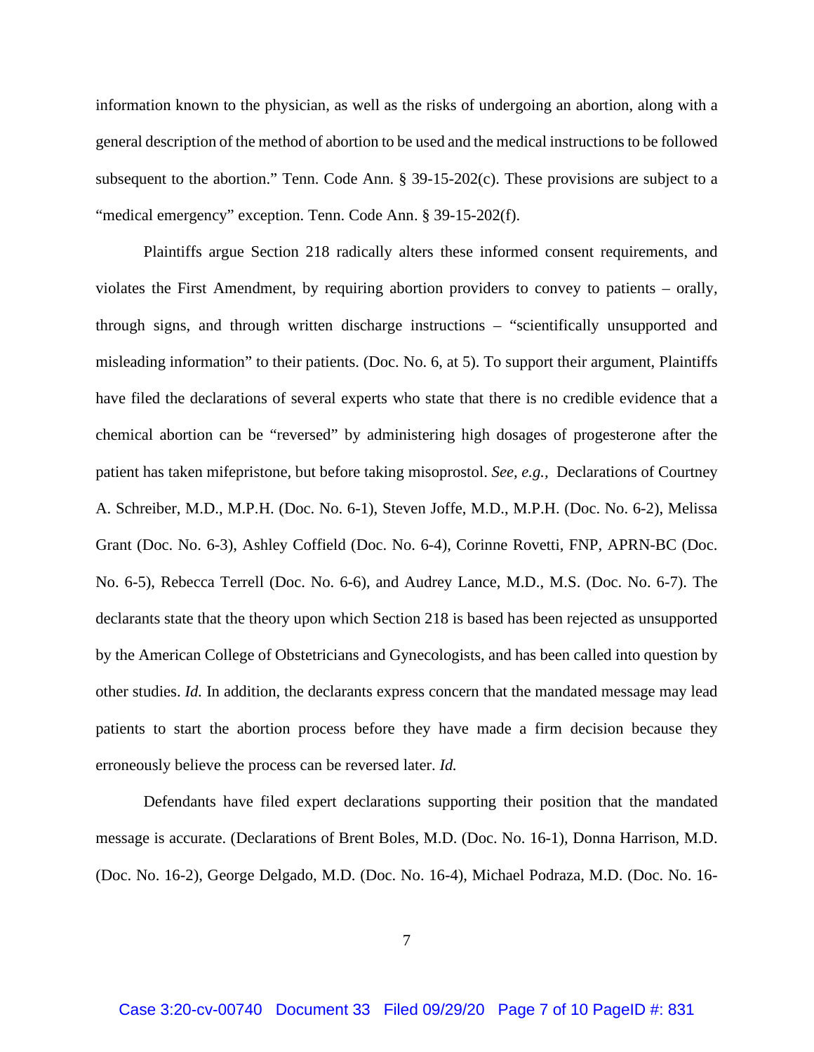information known to the physician, as well as the risks of undergoing an abortion, along with a general description of the method of abortion to be used and the medical instructions to be followed subsequent to the abortion." Tenn. Code Ann. § 39-15-202(c). These provisions are subject to a "medical emergency" exception. Tenn. Code Ann. § 39-15-202(f).

Plaintiffs argue Section 218 radically alters these informed consent requirements, and violates the First Amendment, by requiring abortion providers to convey to patients – orally, through signs, and through written discharge instructions – "scientifically unsupported and misleading information" to their patients. (Doc. No. 6, at 5). To support their argument, Plaintiffs have filed the declarations of several experts who state that there is no credible evidence that a chemical abortion can be "reversed" by administering high dosages of progesterone after the patient has taken mifepristone, but before taking misoprostol. *See, e.g.,* Declarations of Courtney A. Schreiber, M.D., M.P.H. (Doc. No. 6-1), Steven Joffe, M.D., M.P.H. (Doc. No. 6-2), Melissa Grant (Doc. No. 6-3), Ashley Coffield (Doc. No. 6-4), Corinne Rovetti, FNP, APRN-BC (Doc. No. 6-5), Rebecca Terrell (Doc. No. 6-6), and Audrey Lance, M.D., M.S. (Doc. No. 6-7). The declarants state that the theory upon which Section 218 is based has been rejected as unsupported by the American College of Obstetricians and Gynecologists, and has been called into question by other studies. *Id.* In addition, the declarants express concern that the mandated message may lead patients to start the abortion process before they have made a firm decision because they erroneously believe the process can be reversed later. *Id.*

Defendants have filed expert declarations supporting their position that the mandated message is accurate. (Declarations of Brent Boles, M.D. (Doc. No. 16-1), Donna Harrison, M.D. (Doc. No. 16-2), George Delgado, M.D. (Doc. No. 16-4), Michael Podraza, M.D. (Doc. No. 16-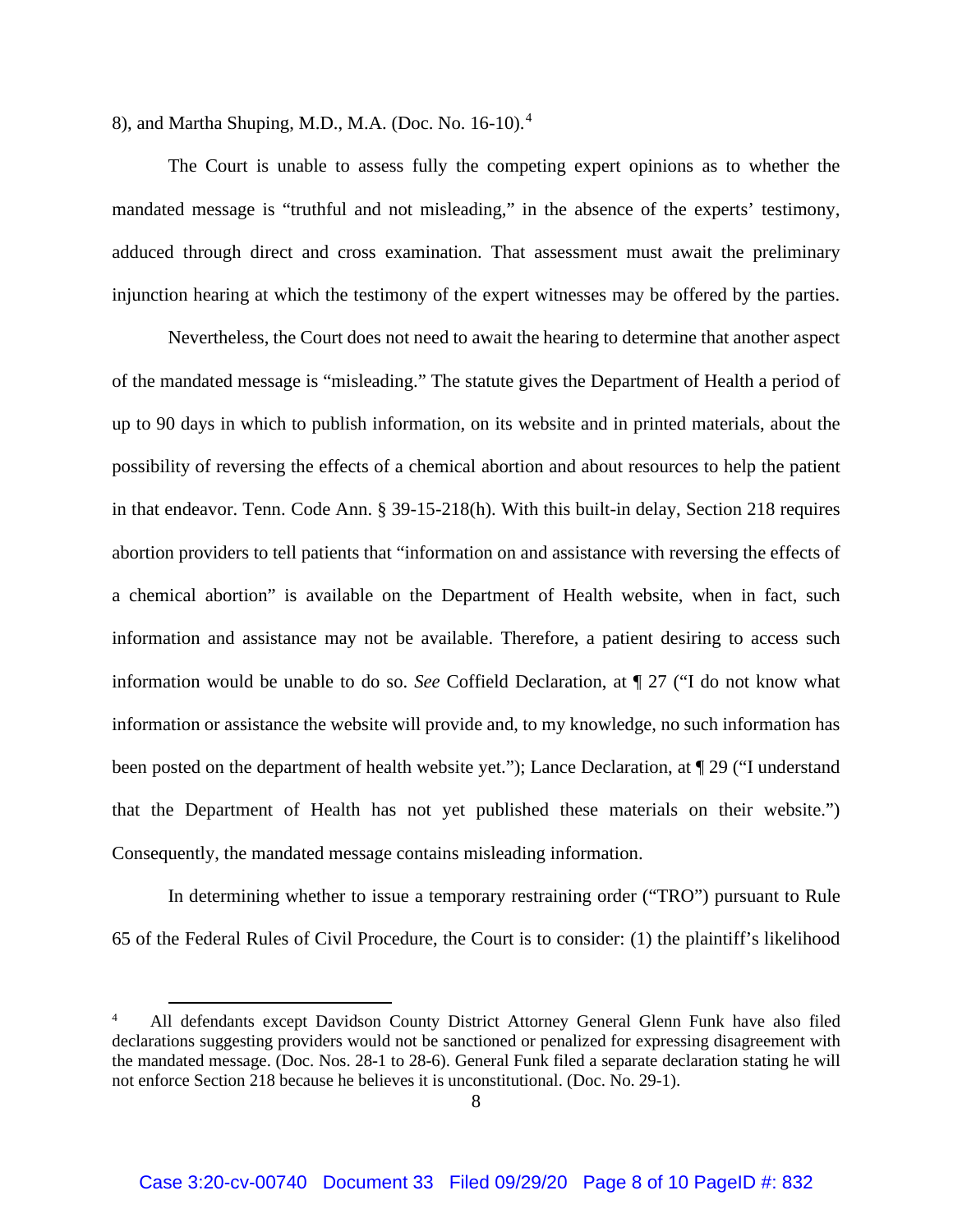8), and Martha Shuping, M.D., M.A. (Doc. No. 16-10).[4]

The Court is unable to assess fully the competing expert opinions as to whether the mandated message is "truthful and not misleading," in the absence of the experts' testimony, adduced through direct and cross examination. That assessment must await the preliminary injunction hearing at which the testimony of the expert witnesses may be offered by the parties.

Nevertheless, the Court does not need to await the hearing to determine that another aspect of the mandated message is "misleading." The statute gives the Department of Health a period of up to 90 days in which to publish information, on its website and in printed materials, about the possibility of reversing the effects of a chemical abortion and about resources to help the patient in that endeavor. Tenn. Code Ann. § 39-15-218(h). With this built-in delay, Section 218 requires abortion providers to tell patients that "information on and assistance with reversing the effects of a chemical abortion" is available on the Department of Health website, when in fact, such information and assistance may not be available. Therefore, a patient desiring to access such information would be unable to do so. *See* Coffield Declaration, at ¶ 27 ("I do not know what information or assistance the website will provide and, to my knowledge, no such information has been posted on the department of health website yet."); Lance Declaration, at ¶ 29 ("I understand that the Department of Health has not yet published these materials on their website.") Consequently, the mandated message contains misleading information.

In determining whether to issue a temporary restraining order ("TRO") pursuant to Rule 65 of the Federal Rules of Civil Procedure, the Court is to consider: (1) the plaintiff's likelihood

---

[4] All defendants except Davidson County District Attorney General Glenn Funk have also filed declarations suggesting providers would not be sanctioned or penalized for expressing disagreement with the mandated message. (Doc. Nos. 28-1 to 28-6). General Funk filed a separate declaration stating he will not enforce Section 218 because he believes it is unconstitutional. (Doc. No. 29-1).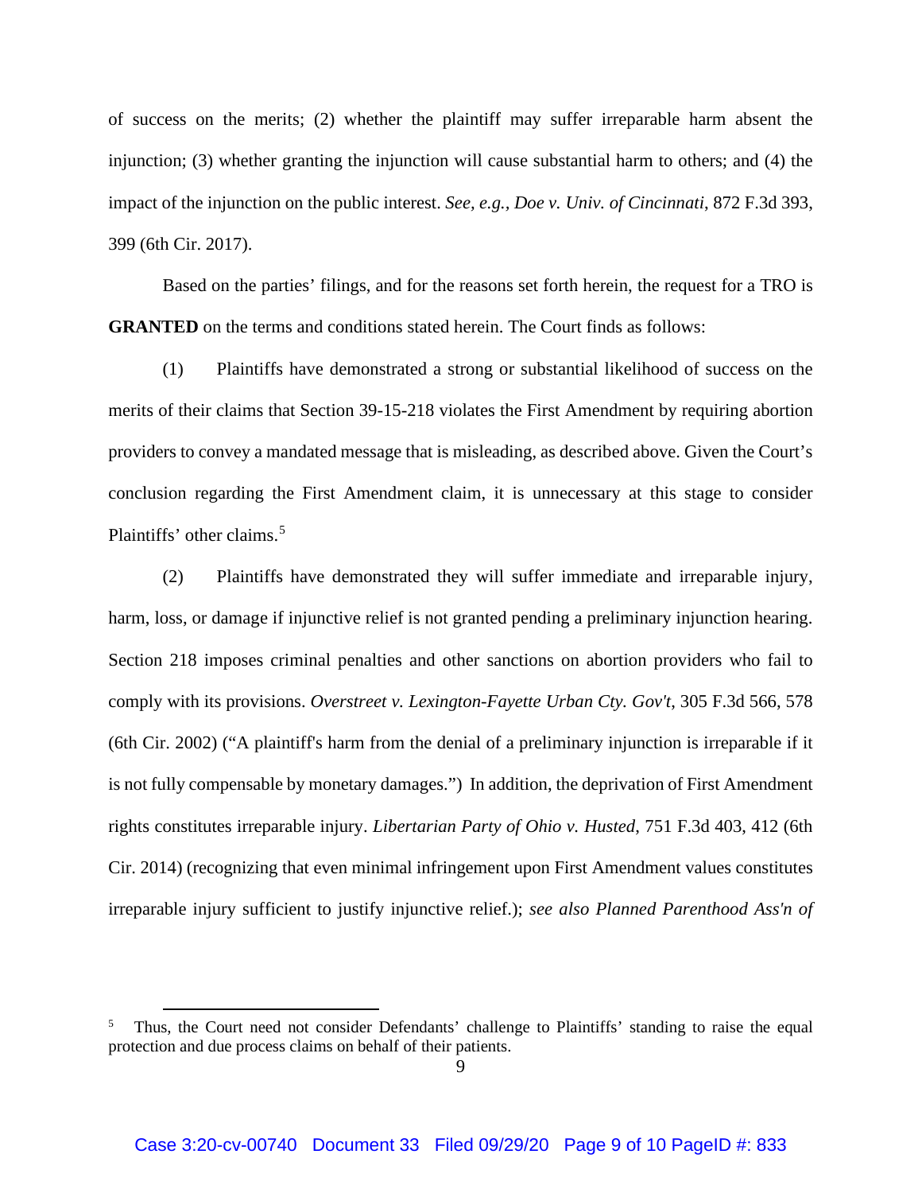of success on the merits; (2) whether the plaintiff may suffer irreparable harm absent the injunction; (3) whether granting the injunction will cause substantial harm to others; and (4) the impact of the injunction on the public interest. *See, e.g.*, *Doe v. Univ. of Cincinnati*, 872 F.3d 393, 399 (6th Cir. 2017).

Based on the parties' filings, and for the reasons set forth herein, the request for a TRO is **GRANTED** on the terms and conditions stated herein. The Court finds as follows:

(1) Plaintiffs have demonstrated a strong or substantial likelihood of success on the merits of their claims that Section 39-15-218 violates the First Amendment by requiring abortion providers to convey a mandated message that is misleading, as described above. Given the Court's conclusion regarding the First Amendment claim, it is unnecessary at this stage to consider Plaintiffs' other claims.[5]

(2) Plaintiffs have demonstrated they will suffer immediate and irreparable injury, harm, loss, or damage if injunctive relief is not granted pending a preliminary injunction hearing. Section 218 imposes criminal penalties and other sanctions on abortion providers who fail to comply with its provisions. *Overstreet v. Lexington-Fayette Urban Cty. Gov't*, 305 F.3d 566, 578 (6th Cir. 2002) ("A plaintiff's harm from the denial of a preliminary injunction is irreparable if it is not fully compensable by monetary damages.") In addition, the deprivation of First Amendment rights constitutes irreparable injury. *Libertarian Party of Ohio v. Husted*, 751 F.3d 403, 412 (6th Cir. 2014) (recognizing that even minimal infringement upon First Amendment values constitutes irreparable injury sufficient to justify injunctive relief.); *see also Planned Parenthood Ass'n of*

[5] Thus, the Court need not consider Defendants' challenge to Plaintiffs' standing to raise the equal protection and due process claims on behalf of their patients.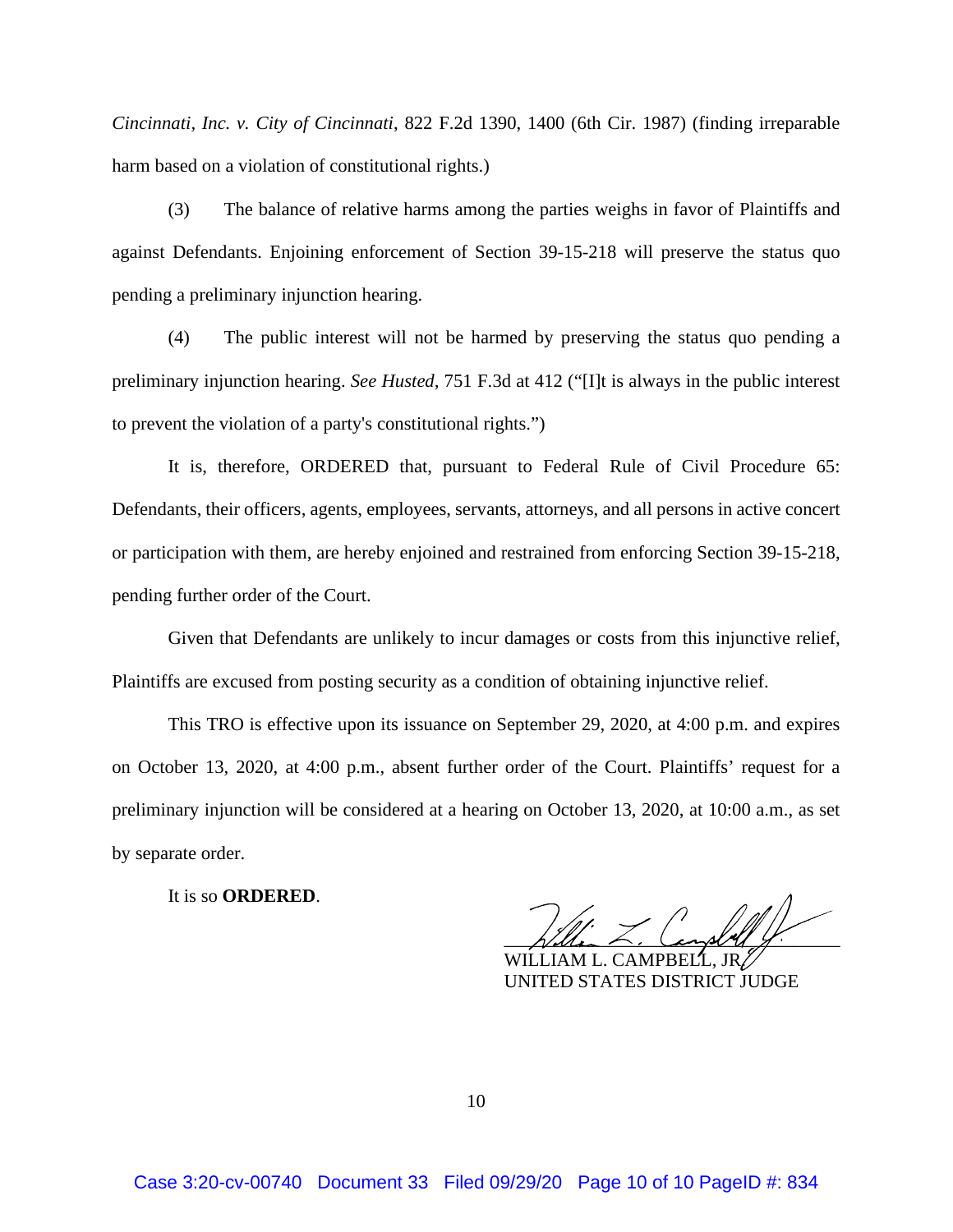*Cincinnati, Inc. v. City of Cincinnati*, 822 F.2d 1390, 1400 (6th Cir. 1987) (finding irreparable harm based on a violation of constitutional rights.)

(3) The balance of relative harms among the parties weighs in favor of Plaintiffs and against Defendants. Enjoining enforcement of Section 39-15-218 will preserve the status quo pending a preliminary injunction hearing.

(4) The public interest will not be harmed by preserving the status quo pending a preliminary injunction hearing. *See Husted*, 751 F.3d at 412 ("[I]t is always in the public interest to prevent the violation of a party's constitutional rights.")

It is, therefore, ORDERED that, pursuant to Federal Rule of Civil Procedure 65: Defendants, their officers, agents, employees, servants, attorneys, and all persons in active concert or participation with them, are hereby enjoined and restrained from enforcing Section 39-15-218, pending further order of the Court.

Given that Defendants are unlikely to incur damages or costs from this injunctive relief, Plaintiffs are excused from posting security as a condition of obtaining injunctive relief.

This TRO is effective upon its issuance on September 29, 2020, at 4:00 p.m. and expires on October 13, 2020, at 4:00 p.m., absent further order of the Court. Plaintiffs' request for a preliminary injunction will be considered at a hearing on October 13, 2020, at 10:00 a.m., as set by separate order.

It is so **ORDERED**.

WILLIAM L. CAMPBELL, JR.
UNITED STATES DISTRICT JUDGE